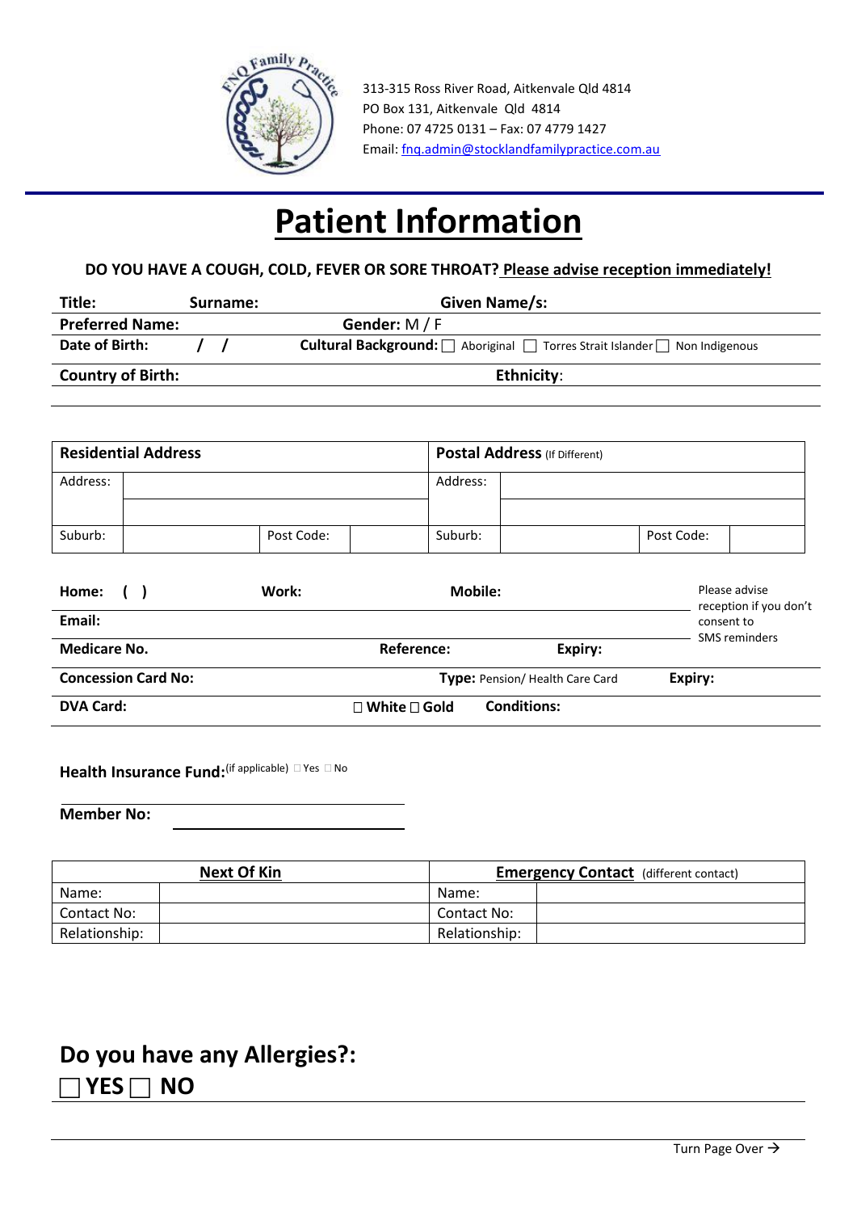313-315 Ross River Road, Aitkenvale Qld 4814
PO Box 131, Aitkenvale Qld 4814
Phone: 07 4725 0131 – Fax: 07 4779 1427
Email: fnq.admin@stocklandfamilypractice.com.au

# Patient Information

**DO YOU HAVE A COUGH, COLD, FEVER OR SORE THROAT? Please advise reception immediately!**

**Title:** **Surname:** **Given Name/s:**

**Preferred Name:** **Gender:** M / F

**Date of Birth:** / / **Cultural Background:** ☐ Aboriginal ☐ Torres Strait Islander ☐ Non Indigenous

**Country of Birth:** **Ethnicity:**

| **Residential Address** | | | | **Postal Address** (If Different) | | | |
|---|---|---|---|---|---|---|---|
| Address: | | | | Address: | | | |
| | | | | | | | |
| Suburb: | | Post Code: | | Suburb: | | Post Code: | |

**Home:** ( ) **Work:** **Mobile:**

Please advise reception if you don't consent to SMS reminders

**Email:**

**Medicare No.** **Reference:** **Expiry:**

**Concession Card No:** **Type:** Pension/ Health Care Card **Expiry:**

**DVA Card:** ☐ **White** ☐ **Gold** **Conditions:**

**Health Insurance Fund:** (if applicable) ☐ Yes ☐ No

**Member No:**

| **Next Of Kin** | | **Emergency Contact** (different contact) | |
|---|---|---|---|
| Name: | | Name: | |
| Contact No: | | Contact No: | |
| Relationship: | | Relationship: | |

## Do you have any Allergies?:

☐ **YES** ☐ **NO**

Turn Page Over →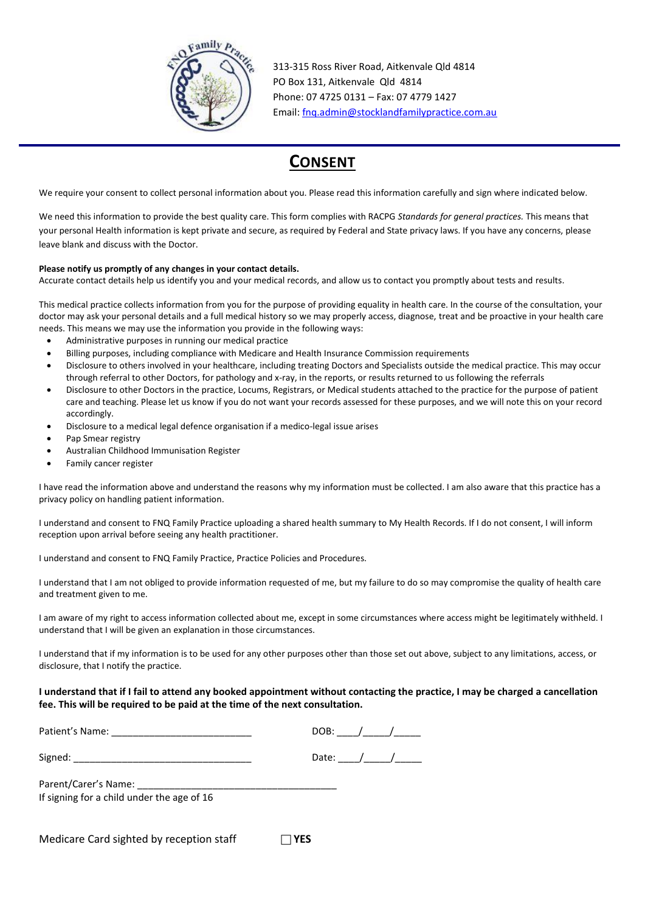313-315 Ross River Road, Aitkenvale Qld 4814
PO Box 131, Aitkenvale Qld 4814
Phone: 07 4725 0131 – Fax: 07 4779 1427
Email: fnq.admin@stocklandfamilypractice.com.au

# CONSENT

We require your consent to collect personal information about you. Please read this information carefully and sign where indicated below.

We need this information to provide the best quality care. This form complies with RACPG *Standards for general practices.* This means that your personal Health information is kept private and secure, as required by Federal and State privacy laws. If you have any concerns, please leave blank and discuss with the Doctor.

**Please notify us promptly of any changes in your contact details.**
Accurate contact details help us identify you and your medical records, and allow us to contact you promptly about tests and results.

This medical practice collects information from you for the purpose of providing equality in health care. In the course of the consultation, your doctor may ask your personal details and a full medical history so we may properly access, diagnose, treat and be proactive in your health care needs. This means we may use the information you provide in the following ways:

- Administrative purposes in running our medical practice
- Billing purposes, including compliance with Medicare and Health Insurance Commission requirements
- Disclosure to others involved in your healthcare, including treating Doctors and Specialists outside the medical practice. This may occur through referral to other Doctors, for pathology and x-ray, in the reports, or results returned to us following the referrals
- Disclosure to other Doctors in the practice, Locums, Registrars, or Medical students attached to the practice for the purpose of patient care and teaching. Please let us know if you do not want your records assessed for these purposes, and we will note this on your record accordingly.
- Disclosure to a medical legal defence organisation if a medico-legal issue arises
- Pap Smear registry
- Australian Childhood Immunisation Register
- Family cancer register

I have read the information above and understand the reasons why my information must be collected. I am also aware that this practice has a privacy policy on handling patient information.

I understand and consent to FNQ Family Practice uploading a shared health summary to My Health Records. If I do not consent, I will inform reception upon arrival before seeing any health practitioner.

I understand and consent to FNQ Family Practice, Practice Policies and Procedures.

I understand that I am not obliged to provide information requested of me, but my failure to do so may compromise the quality of health care and treatment given to me.

I am aware of my right to access information collected about me, except in some circumstances where access might be legitimately withheld. I understand that I will be given an explanation in those circumstances.

I understand that if my information is to be used for any other purposes other than those set out above, subject to any limitations, access, or disclosure, that I notify the practice.

**I understand that if I fail to attend any booked appointment without contacting the practice, I may be charged a cancellation fee. This will be required to be paid at the time of the next consultation.**

Patient's Name: __________________________ DOB: ____/_____/_____

Signed: _________________________________ Date: ____/_____/_____

Parent/Carer's Name: ___________________________________
If signing for a child under the age of 16

Medicare Card sighted by reception staff ☐ **YES**